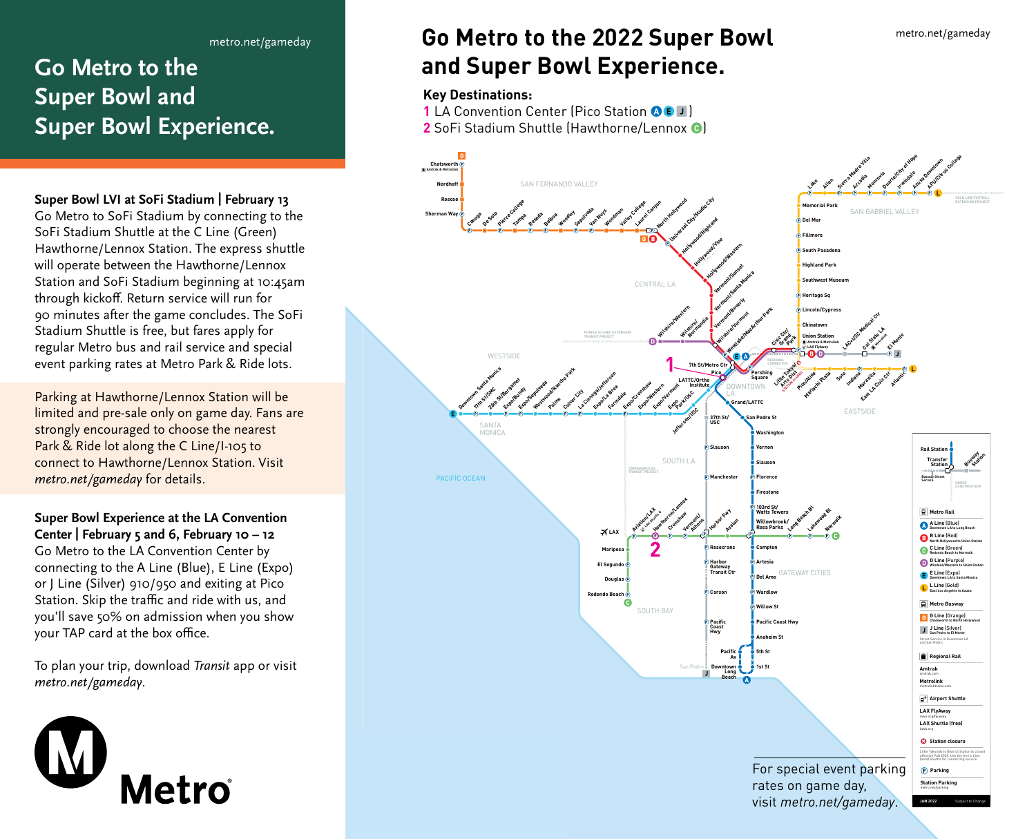metro.net/gameday

# Go Metro to the Super Bowl and Super Bowl Experience.

**Super Bowl LVI at SoFi Stadium | February 13**
Go Metro to SoFi Stadium by connecting to the SoFi Stadium Shuttle at the C Line (Green) Hawthorne/Lennox Station. The express shuttle will operate between the Hawthorne/Lennox Station and SoFi Stadium beginning at 10:45am through kickoff. Return service will run for 90 minutes after the game concludes. The SoFi Stadium Shuttle is free, but fares apply for regular Metro bus and rail service and special event parking rates at Metro Park & Ride lots.

Parking at Hawthorne/Lennox Station will be limited and pre-sale only on game day. Fans are strongly encouraged to choose the nearest Park & Ride lot along the C Line/I-105 to connect to Hawthorne/Lennox Station. Visit *metro.net/gameday* for details.

**Super Bowl Experience at the LA Convention Center | February 5 and 6, February 10 – 12**
Go Metro to the LA Convention Center by connecting to the A Line (Blue), E Line (Expo) or J Line (Silver) 910/950 and exiting at Pico Station. Skip the traffic and ride with us, and you'll save 50% on admission when you show your TAP card at the box office.

To plan your trip, download *Transit* app or visit *metro.net/gameday*.

Metro

## Go Metro to the 2022 Super Bowl and Super Bowl Experience.

**Key Destinations:**

1 LA Convention Center (Pico Station A E J)

2 SoFi Stadium Shuttle (Hawthorne/Lennox C)

For special event parking rates on game day, visit *metro.net/gameday*.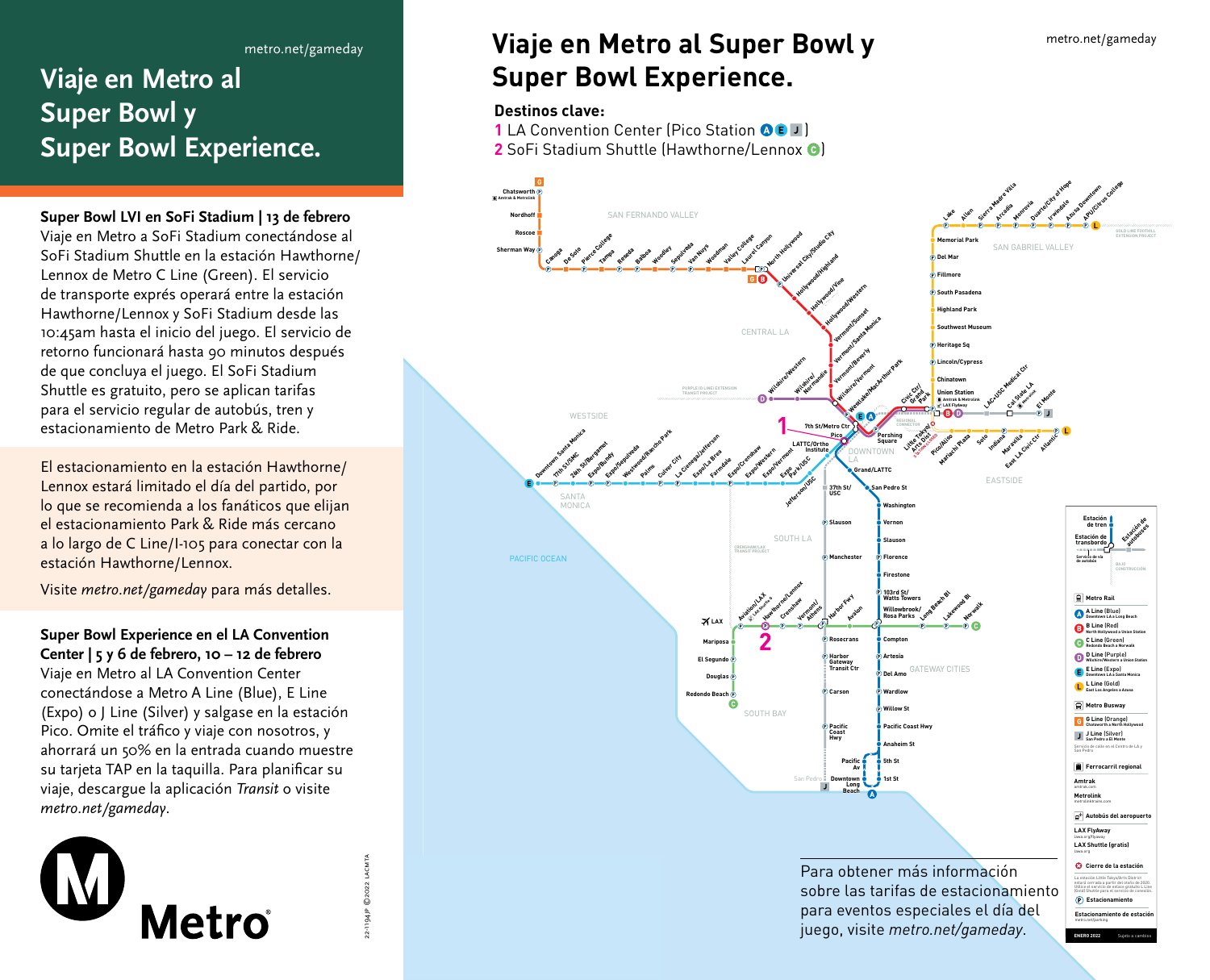metro.net/gameday

# Viaje en Metro al Super Bowl y Super Bowl Experience.

**Super Bowl LVI en SoFi Stadium | 13 de febrero**
Viaje en Metro a SoFi Stadium conectándose al SoFi Stadium Shuttle en la estación Hawthorne/Lennox de Metro C Line (Green). El servicio de transporte exprés operará entre la estación Hawthorne/Lennox y SoFi Stadium desde las 10:45am hasta el inicio del juego. El servicio de retorno funcionará hasta 90 minutos después de que concluya el juego. El SoFi Stadium Shuttle es gratuito, pero se aplican tarifas para el servicio regular de autobús, tren y estacionamiento de Metro Park & Ride.

El estacionamiento en la estación Hawthorne/Lennox estará limitado el día del partido, por lo que se recomienda a los fanáticos que elijan el estacionamiento Park & Ride más cercano a lo largo de C Line/I-105 para conectar con la estación Hawthorne/Lennox.

Visite *metro.net/gameday* para más detalles.

**Super Bowl Experience en el LA Convention Center | 5 y 6 de febrero, 10 – 12 de febrero**
Viaje en Metro al LA Convention Center conectándose a Metro A Line (Blue), E Line (Expo) o J Line (Silver) y salgase en la estación Pico. Omite el tráfico y viaje con nosotros, y ahorrará un 50% en la entrada cuando muestre su tarjeta TAP en la taquilla. Para planificar su viaje, descargue la aplicación *Transit* o visite *metro.net/gameday*.

Metro

22-1194JP ©2022 LACMTA

## Viaje en Metro al Super Bowl y Super Bowl Experience.

metro.net/gameday

**Destinos clave:**
1 LA Convention Center (Pico Station A E J)
2 SoFi Stadium Shuttle (Hawthorne/Lennox C)

Para obtener más información sobre las tarifas de estacionamiento para eventos especiales el día del juego, visite *metro.net/gameday*.